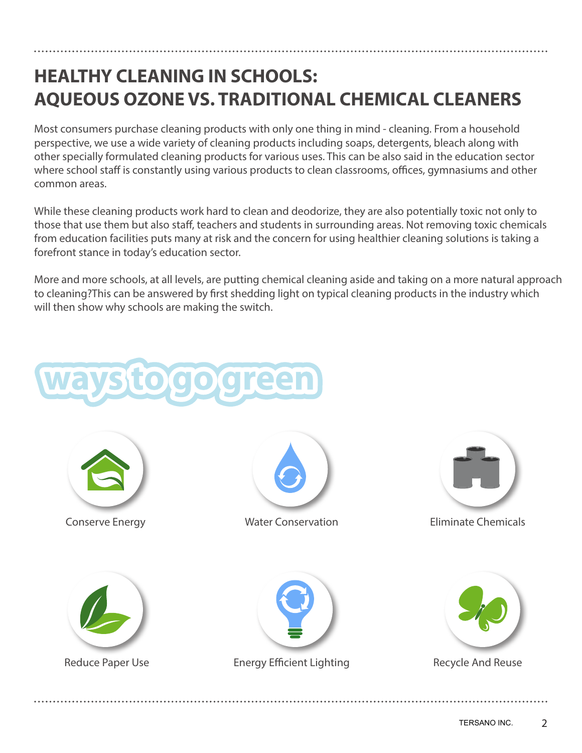# HEALTHY CLEANING IN SCHOOLS: AQUEOUS OZONE VS. TRADITIONAL CHEMICAL CLEANERS

Most consumers purchase cleaning products with only one thing in mind - cleaning. From a household perspective, we use a wide variety of cleaning products including soaps, detergents, bleach along with other specially formulated cleaning products for various uses. This can be also said in the education sector where school staff is constantly using various products to clean classrooms, offices, gymnasiums and other common areas.

While these cleaning products work hard to clean and deodorize, they are also potentially toxic not only to those that use them but also staff, teachers and students in surrounding areas. Not removing toxic chemicals from education facilities puts many at risk and the concern for using healthier cleaning solutions is taking a forefront stance in today's education sector.

More and more schools, at all levels, are putting chemical cleaning aside and taking on a more natural approach to cleaning?This can be answered by first shedding light on typical cleaning products in the industry which will then show why schools are making the switch.

## ways to go green

Conserve Energy

Water Conservation

Eliminate Chemicals

Reduce Paper Use

Energy Efficient Lighting

Recycle And Reuse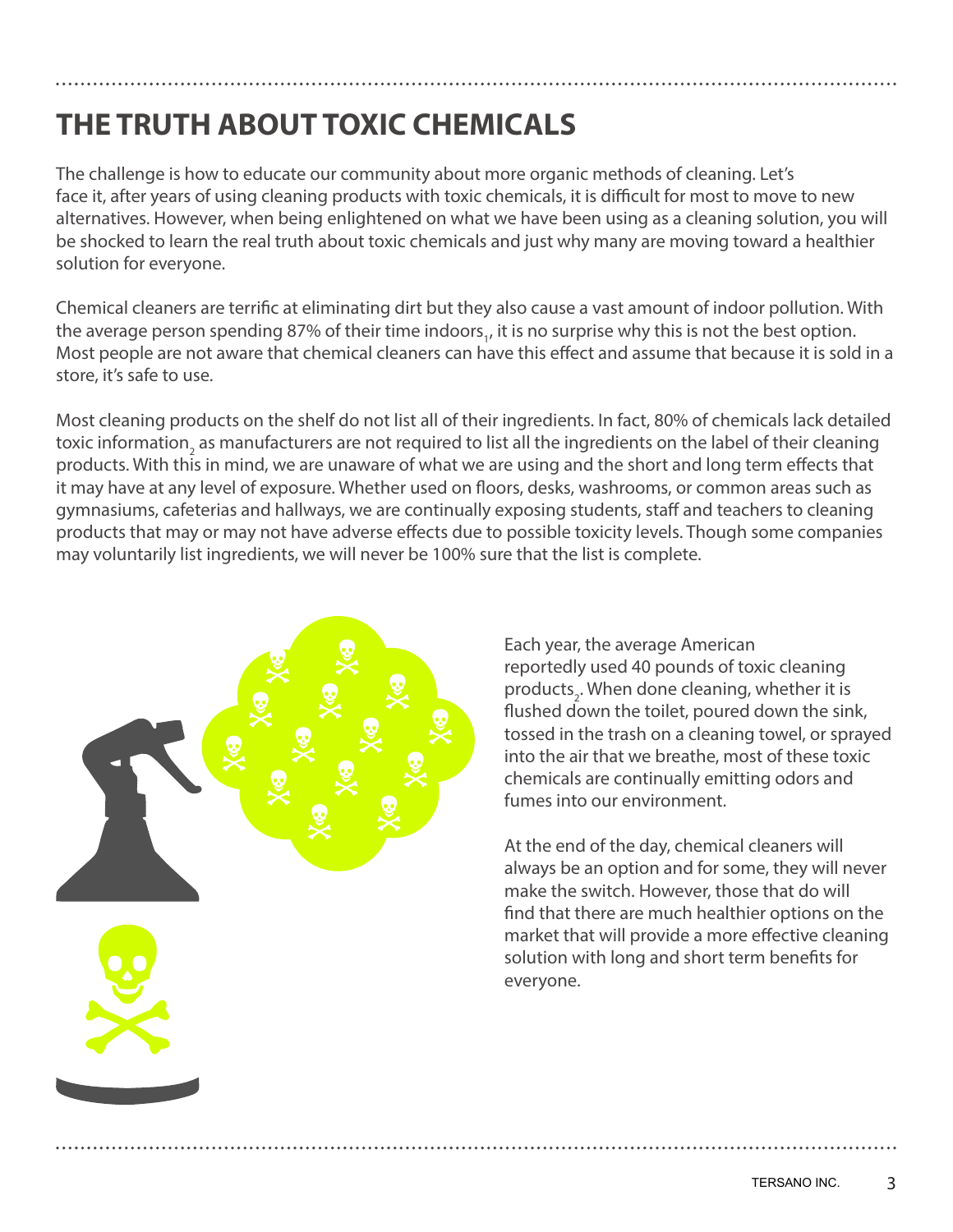# THE TRUTH ABOUT TOXIC CHEMICALS

The challenge is how to educate our community about more organic methods of cleaning. Let's face it, after years of using cleaning products with toxic chemicals, it is difficult for most to move to new alternatives. However, when being enlightened on what we have been using as a cleaning solution, you will be shocked to learn the real truth about toxic chemicals and just why many are moving toward a healthier solution for everyone.

Chemical cleaners are terrific at eliminating dirt but they also cause a vast amount of indoor pollution. With the average person spending 87% of their time indoors[1], it is no surprise why this is not the best option. Most people are not aware that chemical cleaners can have this effect and assume that because it is sold in a store, it's safe to use.

Most cleaning products on the shelf do not list all of their ingredients. In fact, 80% of chemicals lack detailed toxic information[2] as manufacturers are not required to list all the ingredients on the label of their cleaning products. With this in mind, we are unaware of what we are using and the short and long term effects that it may have at any level of exposure. Whether used on floors, desks, washrooms, or common areas such as gymnasiums, cafeterias and hallways, we are continually exposing students, staff and teachers to cleaning products that may or may not have adverse effects due to possible toxicity levels. Though some companies may voluntarily list ingredients, we will never be 100% sure that the list is complete.

Each year, the average American reportedly used 40 pounds of toxic cleaning products[2]. When done cleaning, whether it is flushed down the toilet, poured down the sink, tossed in the trash on a cleaning towel, or sprayed into the air that we breathe, most of these toxic chemicals are continually emitting odors and fumes into our environment.

At the end of the day, chemical cleaners will always be an option and for some, they will never make the switch. However, those that do will find that there are much healthier options on the market that will provide a more effective cleaning solution with long and short term benefits for everyone.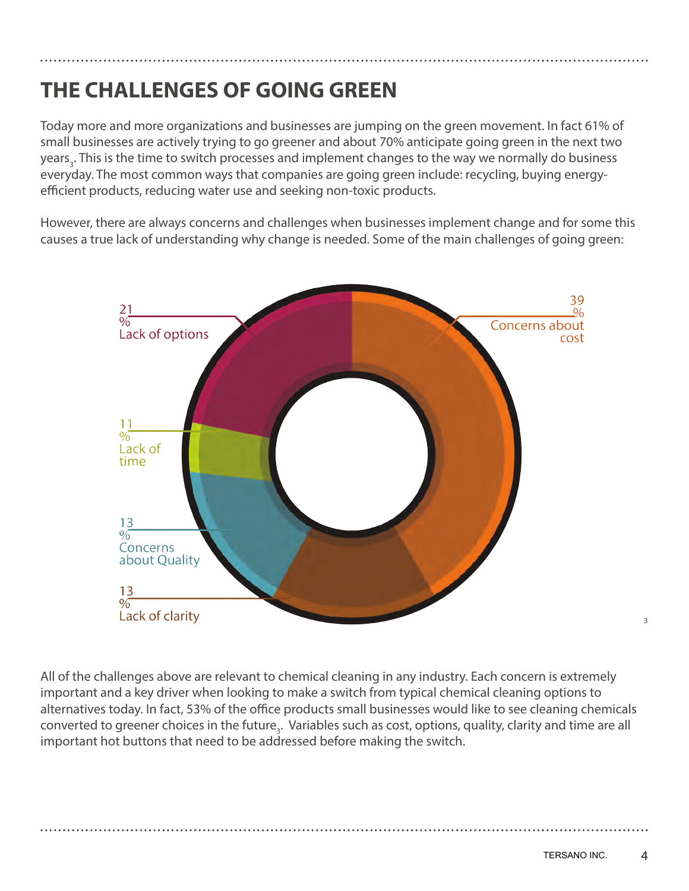# THE CHALLENGES OF GOING GREEN

Today more and more organizations and businesses are jumping on the green movement. In fact 61% of small businesses are actively trying to go greener and about 70% anticipate going green in the next two years[3]. This is the time to switch processes and implement changes to the way we normally do business everyday. The most common ways that companies are going green include: recycling, buying energy-efficient products, reducing water use and seeking non-toxic products.

However, there are always concerns and challenges when businesses implement change and for some this causes a true lack of understanding why change is needed. Some of the main challenges of going green:

21 %
Lack of options

39 %
Concerns about cost

11 %
Lack of time

13 %
Concerns about Quality

13 %
Lack of clarity

3

All of the challenges above are relevant to chemical cleaning in any industry. Each concern is extremely important and a key driver when looking to make a switch from typical chemical cleaning options to alternatives today. In fact, 53% of the office products small businesses would like to see cleaning chemicals converted to greener choices in the future[3]. Variables such as cost, options, quality, clarity and time are all important hot buttons that need to be addressed before making the switch.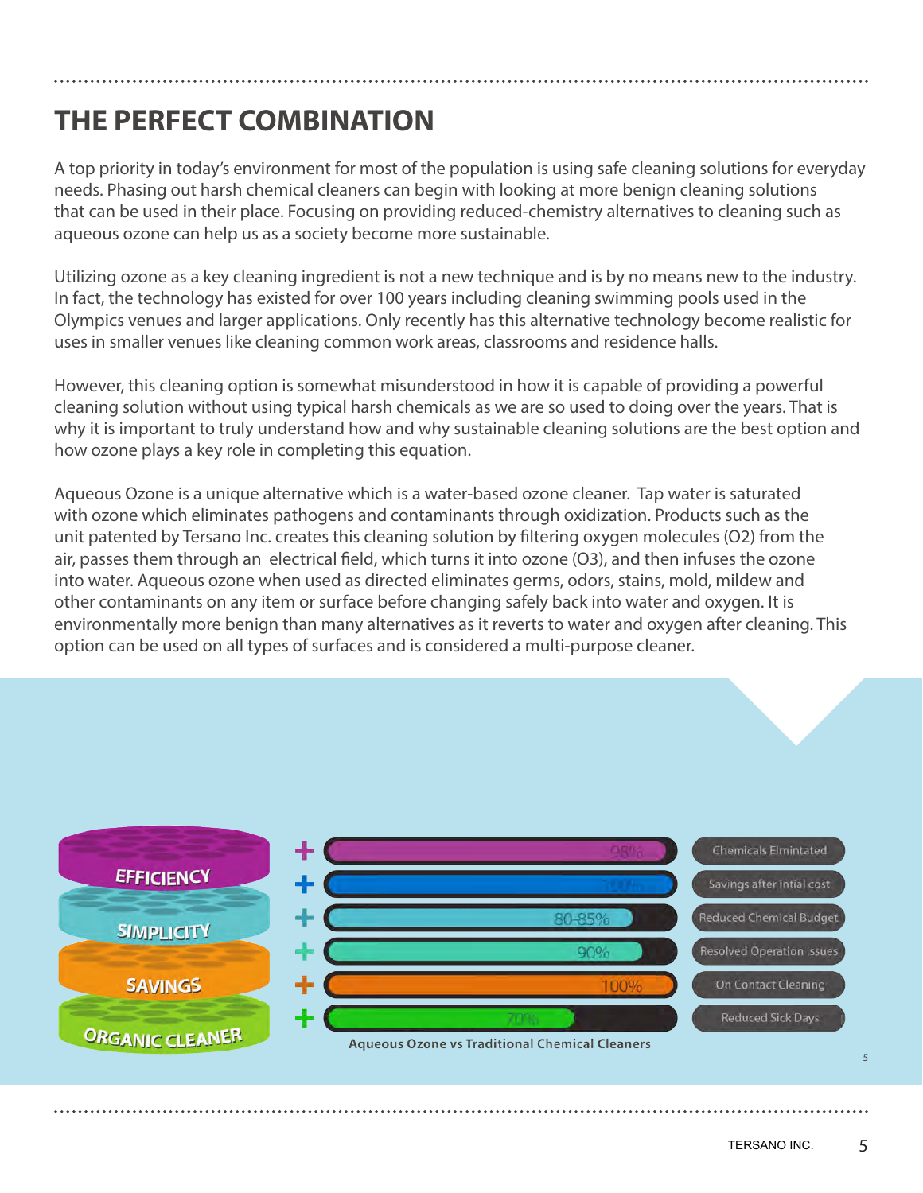## THE PERFECT COMBINATION

A top priority in today's environment for most of the population is using safe cleaning solutions for everyday needs. Phasing out harsh chemical cleaners can begin with looking at more benign cleaning solutions that can be used in their place. Focusing on providing reduced-chemistry alternatives to cleaning such as aqueous ozone can help us as a society become more sustainable.

Utilizing ozone as a key cleaning ingredient is not a new technique and is by no means new to the industry. In fact, the technology has existed for over 100 years including cleaning swimming pools used in the Olympics venues and larger applications. Only recently has this alternative technology become realistic for uses in smaller venues like cleaning common work areas, classrooms and residence halls.

However, this cleaning option is somewhat misunderstood in how it is capable of providing a powerful cleaning solution without using typical harsh chemicals as we are so used to doing over the years. That is why it is important to truly understand how and why sustainable cleaning solutions are the best option and how ozone plays a key role in completing this equation.

Aqueous Ozone is a unique alternative which is a water-based ozone cleaner. Tap water is saturated with ozone which eliminates pathogens and contaminants through oxidization. Products such as the unit patented by Tersano Inc. creates this cleaning solution by filtering oxygen molecules ($O_2$) from the air, passes them through an electrical field, which turns it into ozone ($O_3$), and then infuses the ozone into water. Aqueous ozone when used as directed eliminates germs, odors, stains, mold, mildew and other contaminants on any item or surface before changing safely back into water and oxygen. It is environmentally more benign than many alternatives as it reverts to water and oxygen after cleaning. This option can be used on all types of surfaces and is considered a multi-purpose cleaner.

EFFICIENCY
SIMPLICITY
SAVINGS
ORGANIC CLEANER

98% Chemicals Elmintated
100% Savings after intial cost
80-85% Reduced Chemical Budget
90% Resolved Operation Issues
100% On Contact Cleaning
70% Reduced Sick Days

Aqueous Ozone vs Traditional Chemical Cleaners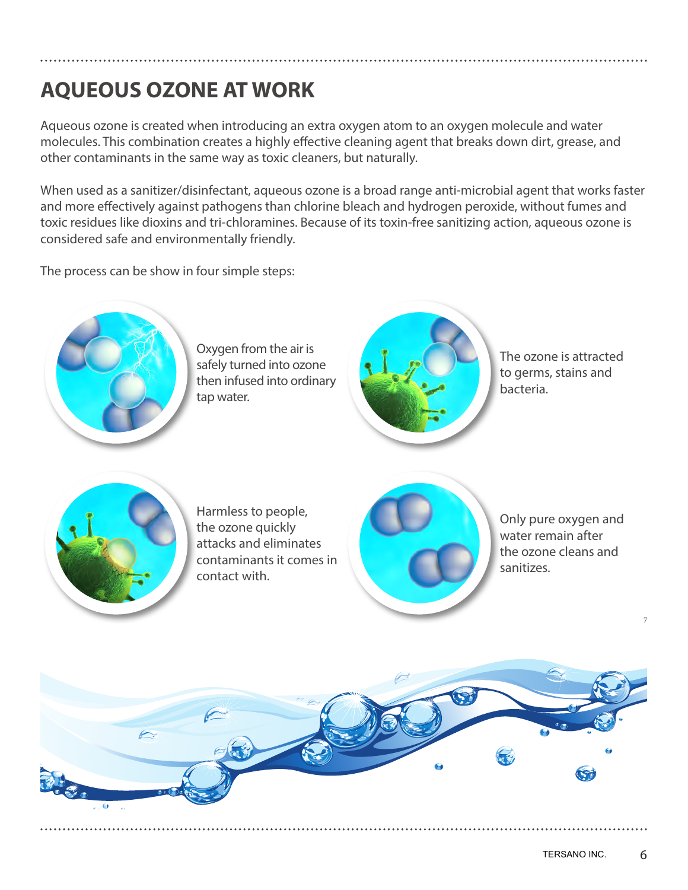## AQUEOUS OZONE AT WORK

Aqueous ozone is created when introducing an extra oxygen atom to an oxygen molecule and water molecules. This combination creates a highly effective cleaning agent that breaks down dirt, grease, and other contaminants in the same way as toxic cleaners, but naturally.

When used as a sanitizer/disinfectant, aqueous ozone is a broad range anti-microbial agent that works faster and more effectively against pathogens than chlorine bleach and hydrogen peroxide, without fumes and toxic residues like dioxins and tri-chloramines. Because of its toxin-free sanitizing action, aqueous ozone is considered safe and environmentally friendly.

The process can be show in four simple steps:

Oxygen from the air is safely turned into ozone then infused into ordinary tap water.

The ozone is attracted to germs, stains and bacteria.

Harmless to people, the ozone quickly attacks and eliminates contaminants it comes in contact with.

Only pure oxygen and water remain after the ozone cleans and sanitizes.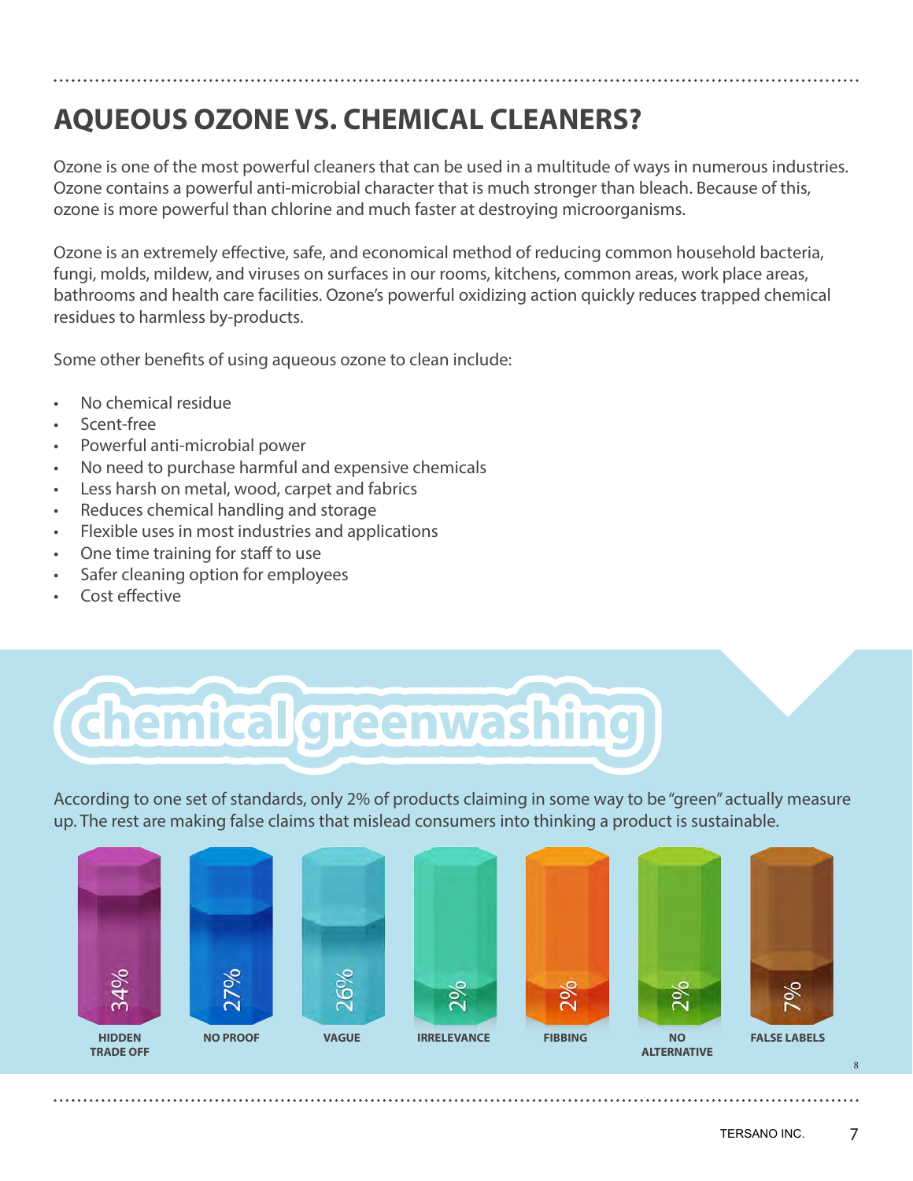## AQUEOUS OZONE VS. CHEMICAL CLEANERS?

Ozone is one of the most powerful cleaners that can be used in a multitude of ways in numerous industries. Ozone contains a powerful anti-microbial character that is much stronger than bleach. Because of this, ozone is more powerful than chlorine and much faster at destroying microorganisms.

Ozone is an extremely effective, safe, and economical method of reducing common household bacteria, fungi, molds, mildew, and viruses on surfaces in our rooms, kitchens, common areas, work place areas, bathrooms and health care facilities. Ozone's powerful oxidizing action quickly reduces trapped chemical residues to harmless by-products.

Some other benefits of using aqueous ozone to clean include:

- No chemical residue
- Scent-free
- Powerful anti-microbial power
- No need to purchase harmful and expensive chemicals
- Less harsh on metal, wood, carpet and fabrics
- Reduces chemical handling and storage
- Flexible uses in most industries and applications
- One time training for staff to use
- Safer cleaning option for employees
- Cost effective

## chemical greenwashing

According to one set of standards, only 2% of products claiming in some way to be "green" actually measure up. The rest are making false claims that mislead consumers into thinking a product is sustainable.

34% HIDDEN TRADE OFF

27% NO PROOF

26% VAGUE

2% IRRELEVANCE

2% FIBBING

2% NO ALTERNATIVE

7% FALSE LABELS

8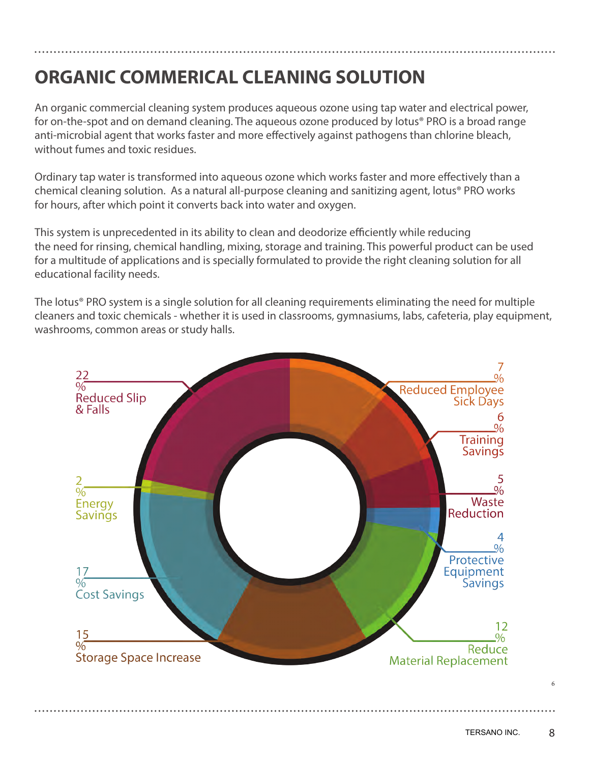## ORGANIC COMMERICAL CLEANING SOLUTION

An organic commercial cleaning system produces aqueous ozone using tap water and electrical power, for on-the-spot and on demand cleaning. The aqueous ozone produced by lotus® PRO is a broad range anti-microbial agent that works faster and more effectively against pathogens than chlorine bleach, without fumes and toxic residues.

Ordinary tap water is transformed into aqueous ozone which works faster and more effectively than a chemical cleaning solution. As a natural all-purpose cleaning and sanitizing agent, lotus® PRO works for hours, after which point it converts back into water and oxygen.

This system is unprecedented in its ability to clean and deodorize efficiently while reducing the need for rinsing, chemical handling, mixing, storage and training. This powerful product can be used for a multitude of applications and is specially formulated to provide the right cleaning solution for all educational facility needs.

The lotus® PRO system is a single solution for all cleaning requirements eliminating the need for multiple cleaners and toxic chemicals - whether it is used in classrooms, gymnasiums, labs, cafeteria, play equipment, washrooms, common areas or study halls.

22 % Reduced Slip & Falls

7 % Reduced Employee Sick Days

6 % Training Savings

5 % Waste Reduction

4 % Protective Equipment Savings

12 % Reduce Material Replacement

15 % Storage Space Increase

17 % Cost Savings

2 % Energy Savings

6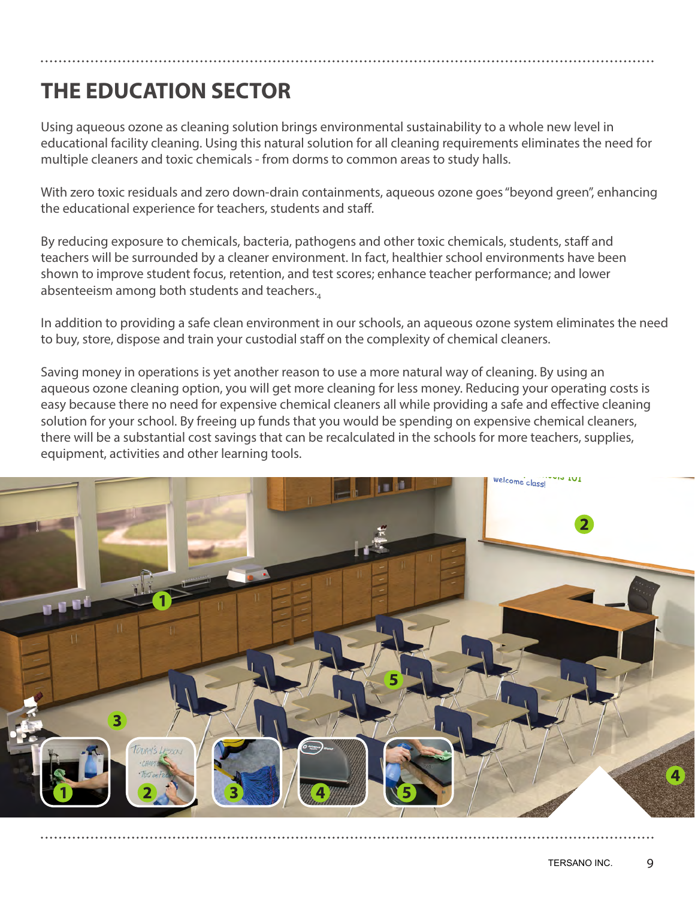# THE EDUCATION SECTOR

Using aqueous ozone as cleaning solution brings environmental sustainability to a whole new level in educational facility cleaning. Using this natural solution for all cleaning requirements eliminates the need for multiple cleaners and toxic chemicals - from dorms to common areas to study halls.

With zero toxic residuals and zero down-drain containments, aqueous ozone goes "beyond green", enhancing the educational experience for teachers, students and staff.

By reducing exposure to chemicals, bacteria, pathogens and other toxic chemicals, students, staff and teachers will be surrounded by a cleaner environment. In fact, healthier school environments have been shown to improve student focus, retention, and test scores; enhance teacher performance; and lower absenteeism among both students and teachers.[4]

In addition to providing a safe clean environment in our schools, an aqueous ozone system eliminates the need to buy, store, dispose and train your custodial staff on the complexity of chemical cleaners.

Saving money in operations is yet another reason to use a more natural way of cleaning. By using an aqueous ozone cleaning option, you will get more cleaning for less money. Reducing your operating costs is easy because there no need for expensive chemical cleaners all while providing a safe and effective cleaning solution for your school. By freeing up funds that you would be spending on expensive chemical cleaners, there will be a substantial cost savings that can be recalculated in the schools for more teachers, supplies, equipment, activities and other learning tools.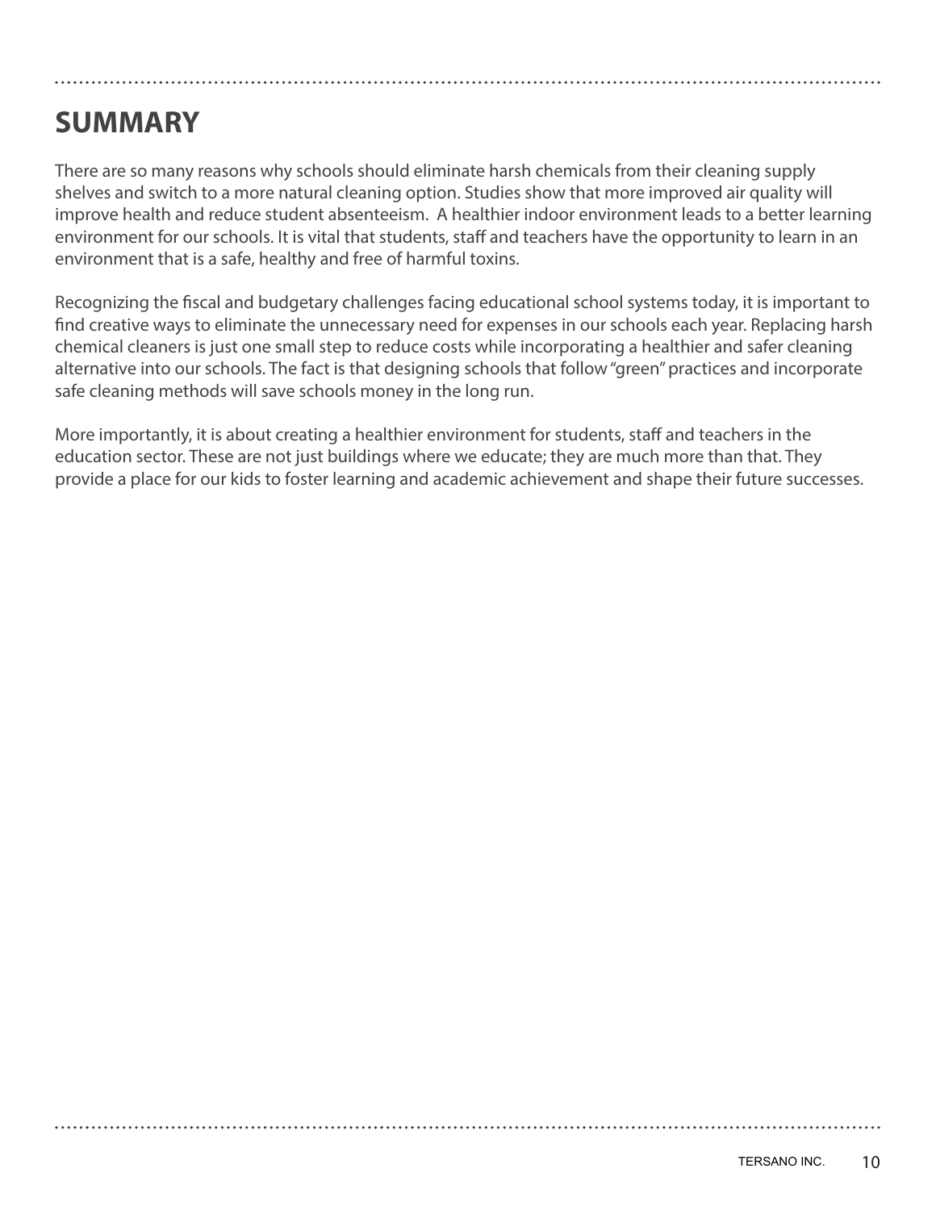# SUMMARY

There are so many reasons why schools should eliminate harsh chemicals from their cleaning supply shelves and switch to a more natural cleaning option. Studies show that more improved air quality will improve health and reduce student absenteeism. A healthier indoor environment leads to a better learning environment for our schools. It is vital that students, staff and teachers have the opportunity to learn in an environment that is a safe, healthy and free of harmful toxins.

Recognizing the fiscal and budgetary challenges facing educational school systems today, it is important to find creative ways to eliminate the unnecessary need for expenses in our schools each year. Replacing harsh chemical cleaners is just one small step to reduce costs while incorporating a healthier and safer cleaning alternative into our schools. The fact is that designing schools that follow "green" practices and incorporate safe cleaning methods will save schools money in the long run.

More importantly, it is about creating a healthier environment for students, staff and teachers in the education sector. These are not just buildings where we educate; they are much more than that. They provide a place for our kids to foster learning and academic achievement and shape their future successes.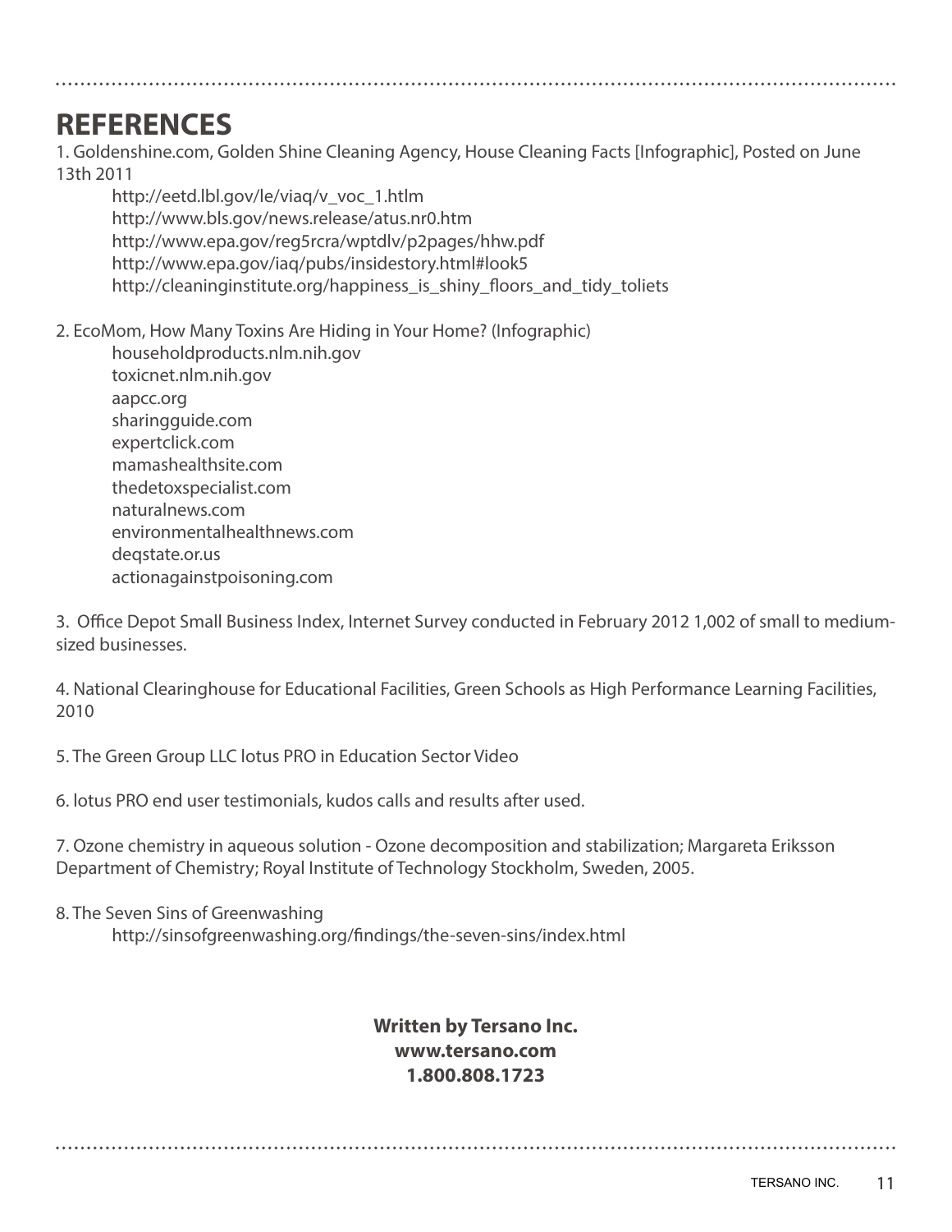## REFERENCES

1. Goldenshine.com, Golden Shine Cleaning Agency, House Cleaning Facts [Infographic], Posted on June 13th 2011
    - http://eetd.lbl.gov/le/viaq/v_voc_1.htlm
    - http://www.bls.gov/news.release/atus.nr0.htm
    - http://www.epa.gov/reg5rcra/wptdlv/p2pages/hhw.pdf
    - http://www.epa.gov/iaq/pubs/insidestory.html#look5
    - http://cleaninginstitute.org/happiness_is_shiny_floors_and_tidy_toliets

2. EcoMom, How Many Toxins Are Hiding in Your Home? (Infographic)
    - householdproducts.nlm.nih.gov
    - toxicnet.nlm.nih.gov
    - aapcc.org
    - sharingguide.com
    - expertclick.com
    - mamashealthsite.com
    - thedetoxspecialist.com
    - naturalnews.com
    - environmentalhealthnews.com
    - deqstate.or.us
    - actionagainstpoisoning.com

3. Office Depot Small Business Index, Internet Survey conducted in February 2012 1,002 of small to medium-sized businesses.

4. National Clearinghouse for Educational Facilities, Green Schools as High Performance Learning Facilities, 2010

5. The Green Group LLC lotus PRO in Education Sector Video

6. lotus PRO end user testimonials, kudos calls and results after used.

7. Ozone chemistry in aqueous solution - Ozone decomposition and stabilization; Margareta Eriksson Department of Chemistry; Royal Institute of Technology Stockholm, Sweden, 2005.

8. The Seven Sins of Greenwashing
    - http://sinsofgreenwashing.org/findings/the-seven-sins/index.html

**Written by Tersano Inc.**
**www.tersano.com**
**1.800.808.1723**